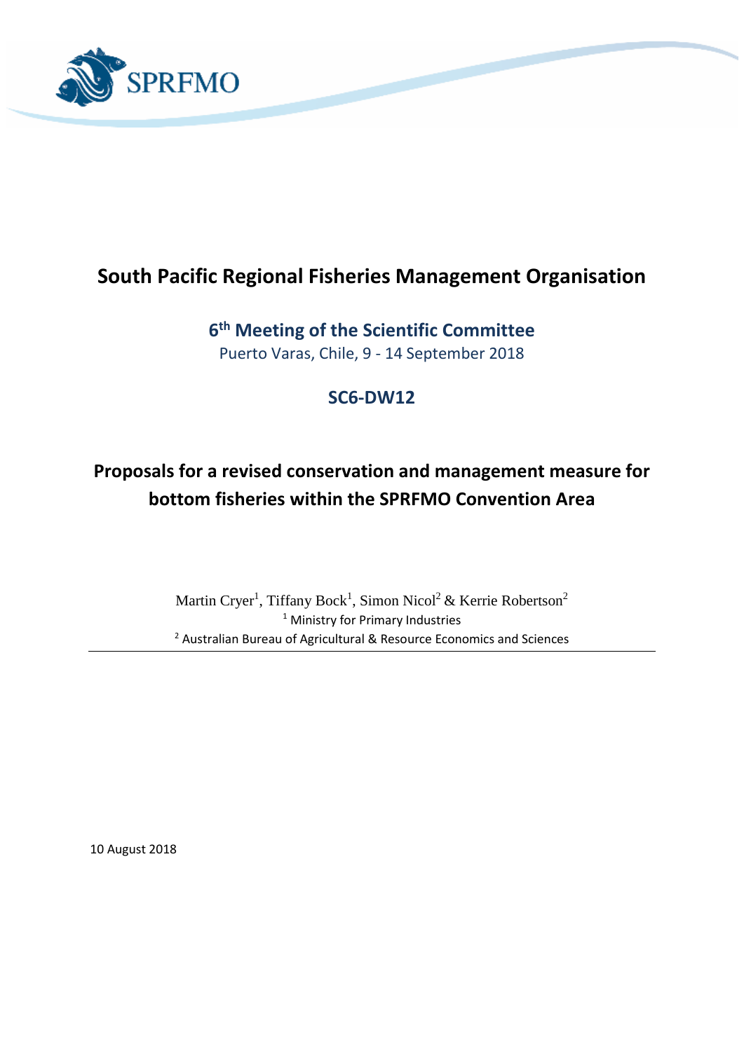# South Pacific Regional Fisheries Management Organisation

## 6th Meeting of the Scientific Committee

Puerto Varas, Chile, 9 - 14 September 2018

## SC6-DW12

# Proposals for a revised conservation and management measure for bottom fisheries within the SPRFMO Convention Area

Martin Cryer[1], Tiffany Bock[1], Simon Nicol[2] & Kerrie Robertson[2]

[1] Ministry for Primary Industries

[2] Australian Bureau of Agricultural & Resource Economics and Sciences

---

10 August 2018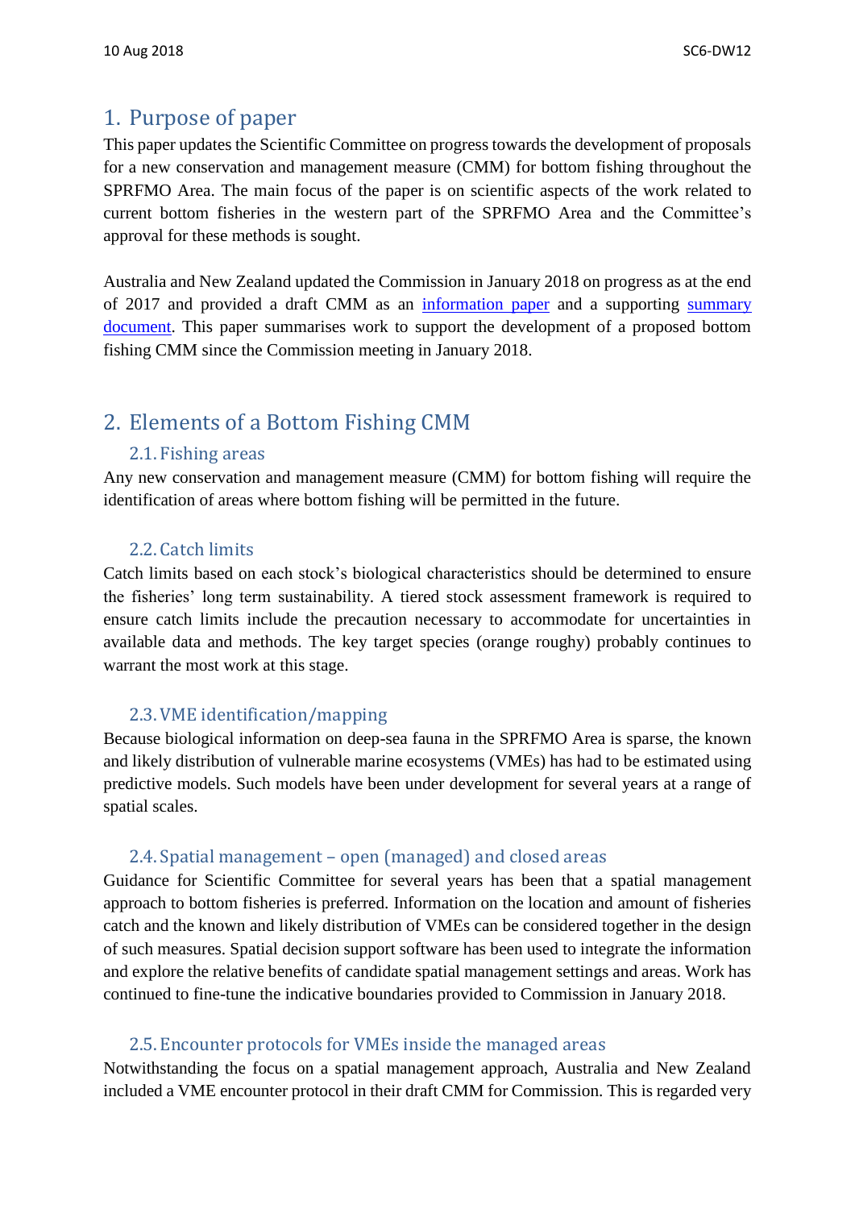## 1. Purpose of paper

This paper updates the Scientific Committee on progress towards the development of proposals for a new conservation and management measure (CMM) for bottom fishing throughout the SPRFMO Area. The main focus of the paper is on scientific aspects of the work related to current bottom fisheries in the western part of the SPRFMO Area and the Committee's approval for these methods is sought.

Australia and New Zealand updated the Commission in January 2018 on progress as at the end of 2017 and provided a draft CMM as an information paper and a supporting summary document. This paper summarises work to support the development of a proposed bottom fishing CMM since the Commission meeting in January 2018.

## 2. Elements of a Bottom Fishing CMM

### 2.1. Fishing areas

Any new conservation and management measure (CMM) for bottom fishing will require the identification of areas where bottom fishing will be permitted in the future.

### 2.2. Catch limits

Catch limits based on each stock's biological characteristics should be determined to ensure the fisheries' long term sustainability. A tiered stock assessment framework is required to ensure catch limits include the precaution necessary to accommodate for uncertainties in available data and methods. The key target species (orange roughy) probably continues to warrant the most work at this stage.

### 2.3. VME identification/mapping

Because biological information on deep-sea fauna in the SPRFMO Area is sparse, the known and likely distribution of vulnerable marine ecosystems (VMEs) has had to be estimated using predictive models. Such models have been under development for several years at a range of spatial scales.

### 2.4. Spatial management – open (managed) and closed areas

Guidance for Scientific Committee for several years has been that a spatial management approach to bottom fisheries is preferred. Information on the location and amount of fisheries catch and the known and likely distribution of VMEs can be considered together in the design of such measures. Spatial decision support software has been used to integrate the information and explore the relative benefits of candidate spatial management settings and areas. Work has continued to fine-tune the indicative boundaries provided to Commission in January 2018.

### 2.5. Encounter protocols for VMEs inside the managed areas

Notwithstanding the focus on a spatial management approach, Australia and New Zealand included a VME encounter protocol in their draft CMM for Commission. This is regarded very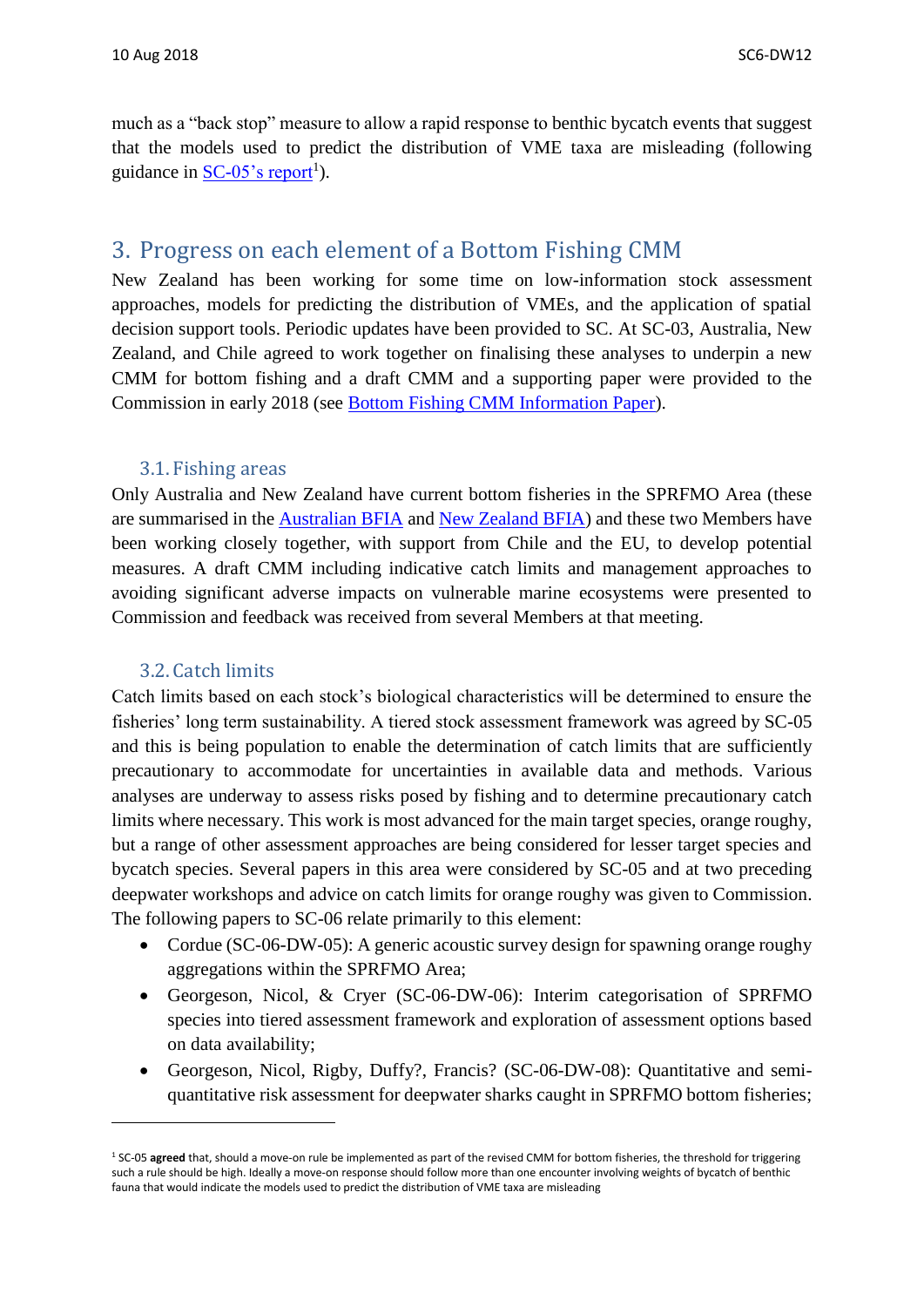much as a "back stop" measure to allow a rapid response to benthic bycatch events that suggest that the models used to predict the distribution of VME taxa are misleading (following guidance in [SC-05's report](#)[1]).

## 3. Progress on each element of a Bottom Fishing CMM

New Zealand has been working for some time on low-information stock assessment approaches, models for predicting the distribution of VMEs, and the application of spatial decision support tools. Periodic updates have been provided to SC. At SC-03, Australia, New Zealand, and Chile agreed to work together on finalising these analyses to underpin a new CMM for bottom fishing and a draft CMM and a supporting paper were provided to the Commission in early 2018 (see [Bottom Fishing CMM Information Paper](#)).

### 3.1. Fishing areas

Only Australia and New Zealand have current bottom fisheries in the SPRFMO Area (these are summarised in the [Australian BFIA](#) and [New Zealand BFIA](#)) and these two Members have been working closely together, with support from Chile and the EU, to develop potential measures. A draft CMM including indicative catch limits and management approaches to avoiding significant adverse impacts on vulnerable marine ecosystems were presented to Commission and feedback was received from several Members at that meeting.

### 3.2. Catch limits

Catch limits based on each stock's biological characteristics will be determined to ensure the fisheries' long term sustainability. A tiered stock assessment framework was agreed by SC-05 and this is being population to enable the determination of catch limits that are sufficiently precautionary to accommodate for uncertainties in available data and methods. Various analyses are underway to assess risks posed by fishing and to determine precautionary catch limits where necessary. This work is most advanced for the main target species, orange roughy, but a range of other assessment approaches are being considered for lesser target species and bycatch species. Several papers in this area were considered by SC-05 and at two preceding deepwater workshops and advice on catch limits for orange roughy was given to Commission. The following papers to SC-06 relate primarily to this element:

- Cordue (SC-06-DW-05): A generic acoustic survey design for spawning orange roughy aggregations within the SPRFMO Area;
- Georgeson, Nicol, & Cryer (SC-06-DW-06): Interim categorisation of SPRFMO species into tiered assessment framework and exploration of assessment options based on data availability;
- Georgeson, Nicol, Rigby, Duffy?, Francis? (SC-06-DW-08): Quantitative and semi-quantitative risk assessment for deepwater sharks caught in SPRFMO bottom fisheries;

---

[1] SC-05 **agreed** that, should a move-on rule be implemented as part of the revised CMM for bottom fisheries, the threshold for triggering such a rule should be high. Ideally a move-on response should follow more than one encounter involving weights of bycatch of benthic fauna that would indicate the models used to predict the distribution of VME taxa are misleading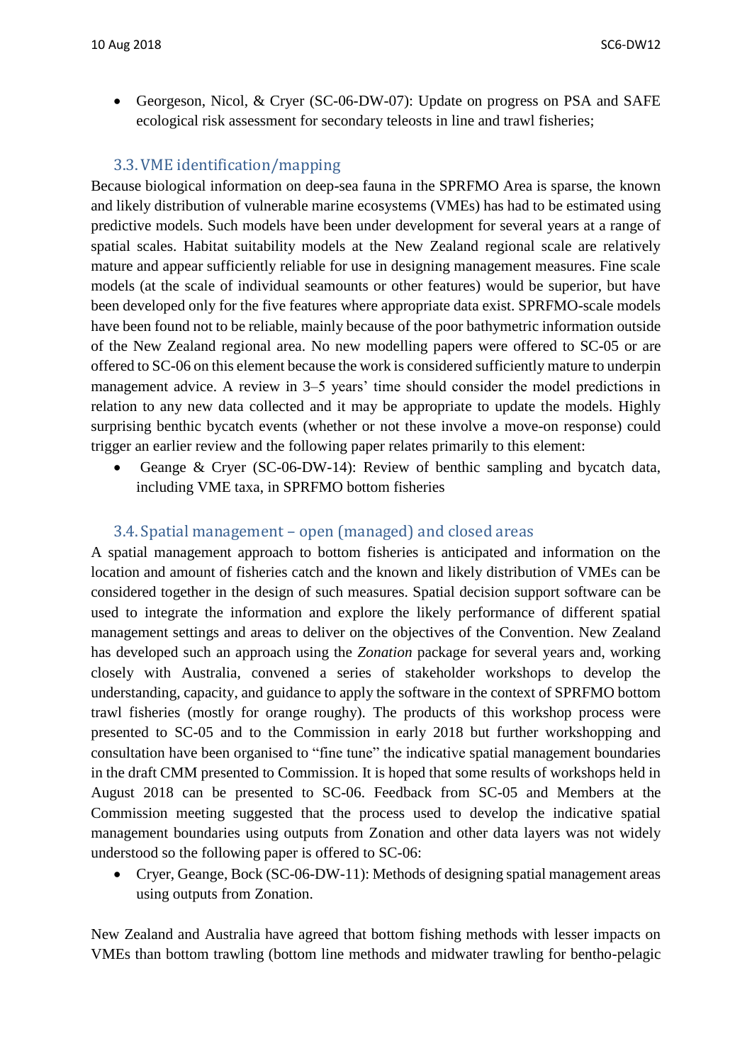- Georgeson, Nicol, & Cryer (SC-06-DW-07): Update on progress on PSA and SAFE ecological risk assessment for secondary teleosts in line and trawl fisheries;

### 3.3. VME identification/mapping

Because biological information on deep-sea fauna in the SPRFMO Area is sparse, the known and likely distribution of vulnerable marine ecosystems (VMEs) has had to be estimated using predictive models. Such models have been under development for several years at a range of spatial scales. Habitat suitability models at the New Zealand regional scale are relatively mature and appear sufficiently reliable for use in designing management measures. Fine scale models (at the scale of individual seamounts or other features) would be superior, but have been developed only for the five features where appropriate data exist. SPRFMO-scale models have been found not to be reliable, mainly because of the poor bathymetric information outside of the New Zealand regional area. No new modelling papers were offered to SC-05 or are offered to SC-06 on this element because the work is considered sufficiently mature to underpin management advice. A review in 3–5 years' time should consider the model predictions in relation to any new data collected and it may be appropriate to update the models. Highly surprising benthic bycatch events (whether or not these involve a move-on response) could trigger an earlier review and the following paper relates primarily to this element:

- Geange & Cryer (SC-06-DW-14): Review of benthic sampling and bycatch data, including VME taxa, in SPRFMO bottom fisheries

### 3.4. Spatial management – open (managed) and closed areas

A spatial management approach to bottom fisheries is anticipated and information on the location and amount of fisheries catch and the known and likely distribution of VMEs can be considered together in the design of such measures. Spatial decision support software can be used to integrate the information and explore the likely performance of different spatial management settings and areas to deliver on the objectives of the Convention. New Zealand has developed such an approach using the *Zonation* package for several years and, working closely with Australia, convened a series of stakeholder workshops to develop the understanding, capacity, and guidance to apply the software in the context of SPRFMO bottom trawl fisheries (mostly for orange roughy). The products of this workshop process were presented to SC-05 and to the Commission in early 2018 but further workshopping and consultation have been organised to "fine tune" the indicative spatial management boundaries in the draft CMM presented to Commission. It is hoped that some results of workshops held in August 2018 can be presented to SC-06. Feedback from SC-05 and Members at the Commission meeting suggested that the process used to develop the indicative spatial management boundaries using outputs from Zonation and other data layers was not widely understood so the following paper is offered to SC-06:

- Cryer, Geange, Bock (SC-06-DW-11): Methods of designing spatial management areas using outputs from Zonation.

New Zealand and Australia have agreed that bottom fishing methods with lesser impacts on VMEs than bottom trawling (bottom line methods and midwater trawling for bentho-pelagic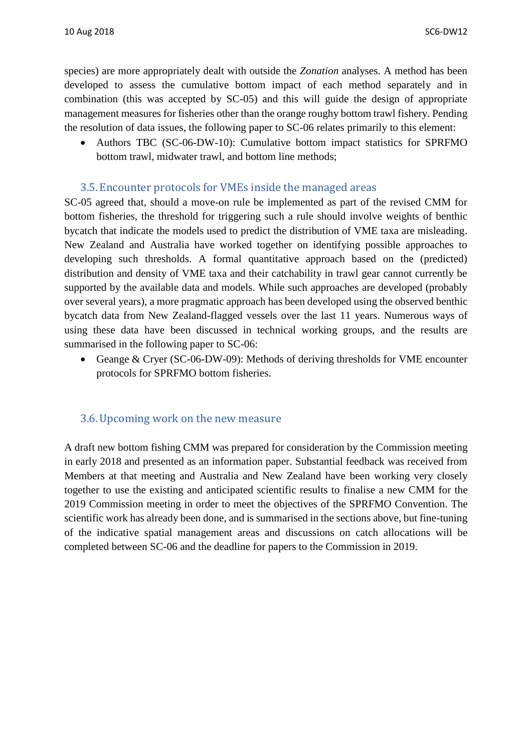species) are more appropriately dealt with outside the *Zonation* analyses. A method has been developed to assess the cumulative bottom impact of each method separately and in combination (this was accepted by SC-05) and this will guide the design of appropriate management measures for fisheries other than the orange roughy bottom trawl fishery. Pending the resolution of data issues, the following paper to SC-06 relates primarily to this element:

- Authors TBC (SC-06-DW-10): Cumulative bottom impact statistics for SPRFMO bottom trawl, midwater trawl, and bottom line methods;

### 3.5. Encounter protocols for VMEs inside the managed areas

SC-05 agreed that, should a move-on rule be implemented as part of the revised CMM for bottom fisheries, the threshold for triggering such a rule should involve weights of benthic bycatch that indicate the models used to predict the distribution of VME taxa are misleading. New Zealand and Australia have worked together on identifying possible approaches to developing such thresholds. A formal quantitative approach based on the (predicted) distribution and density of VME taxa and their catchability in trawl gear cannot currently be supported by the available data and models. While such approaches are developed (probably over several years), a more pragmatic approach has been developed using the observed benthic bycatch data from New Zealand-flagged vessels over the last 11 years. Numerous ways of using these data have been discussed in technical working groups, and the results are summarised in the following paper to SC-06:

- Geange & Cryer (SC-06-DW-09): Methods of deriving thresholds for VME encounter protocols for SPRFMO bottom fisheries.

### 3.6. Upcoming work on the new measure

A draft new bottom fishing CMM was prepared for consideration by the Commission meeting in early 2018 and presented as an information paper. Substantial feedback was received from Members at that meeting and Australia and New Zealand have been working very closely together to use the existing and anticipated scientific results to finalise a new CMM for the 2019 Commission meeting in order to meet the objectives of the SPRFMO Convention. The scientific work has already been done, and is summarised in the sections above, but fine-tuning of the indicative spatial management areas and discussions on catch allocations will be completed between SC-06 and the deadline for papers to the Commission in 2019.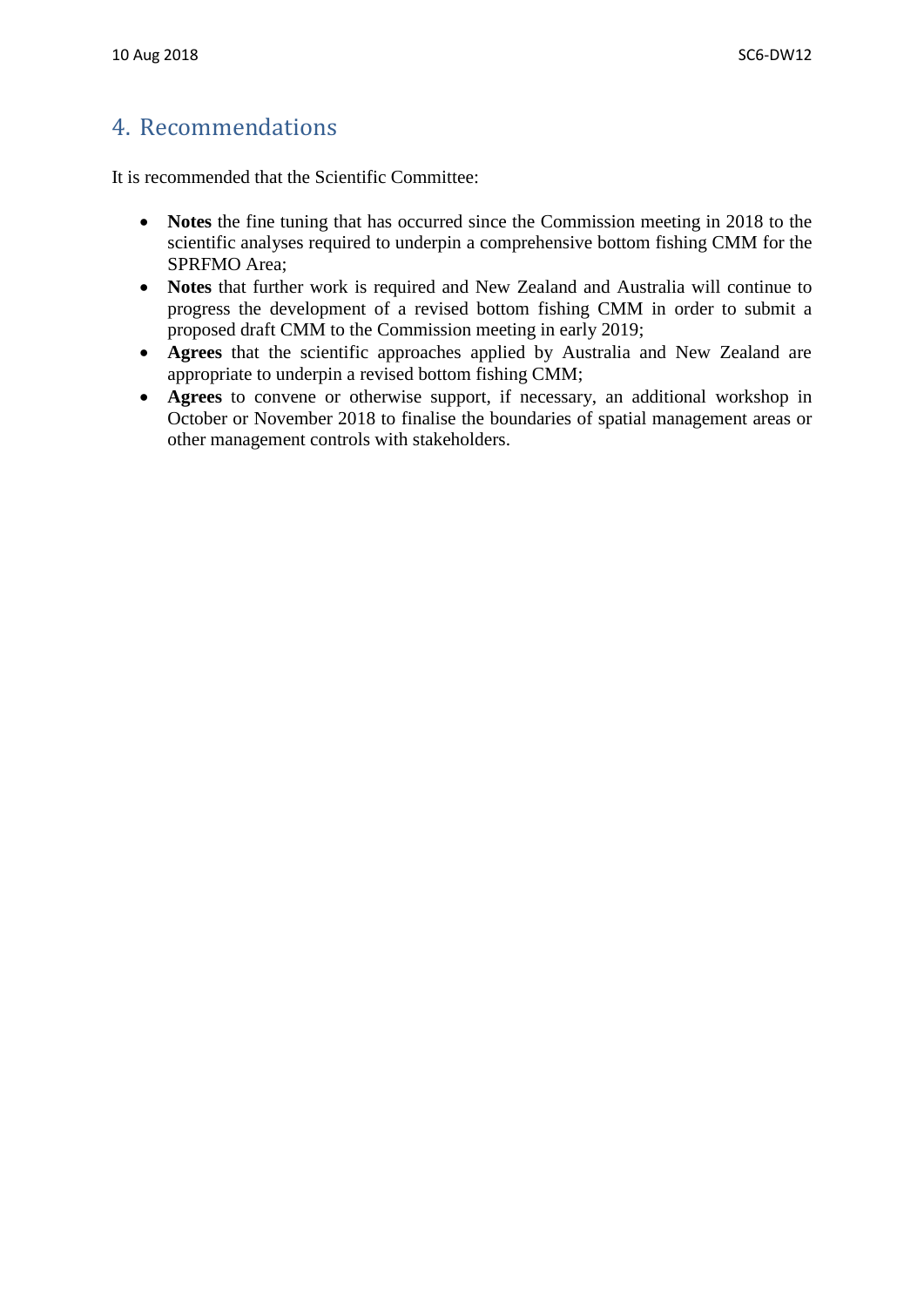## 4. Recommendations

It is recommended that the Scientific Committee:

- **Notes** the fine tuning that has occurred since the Commission meeting in 2018 to the scientific analyses required to underpin a comprehensive bottom fishing CMM for the SPRFMO Area;
- **Notes** that further work is required and New Zealand and Australia will continue to progress the development of a revised bottom fishing CMM in order to submit a proposed draft CMM to the Commission meeting in early 2019;
- **Agrees** that the scientific approaches applied by Australia and New Zealand are appropriate to underpin a revised bottom fishing CMM;
- **Agrees** to convene or otherwise support, if necessary, an additional workshop in October or November 2018 to finalise the boundaries of spatial management areas or other management controls with stakeholders.